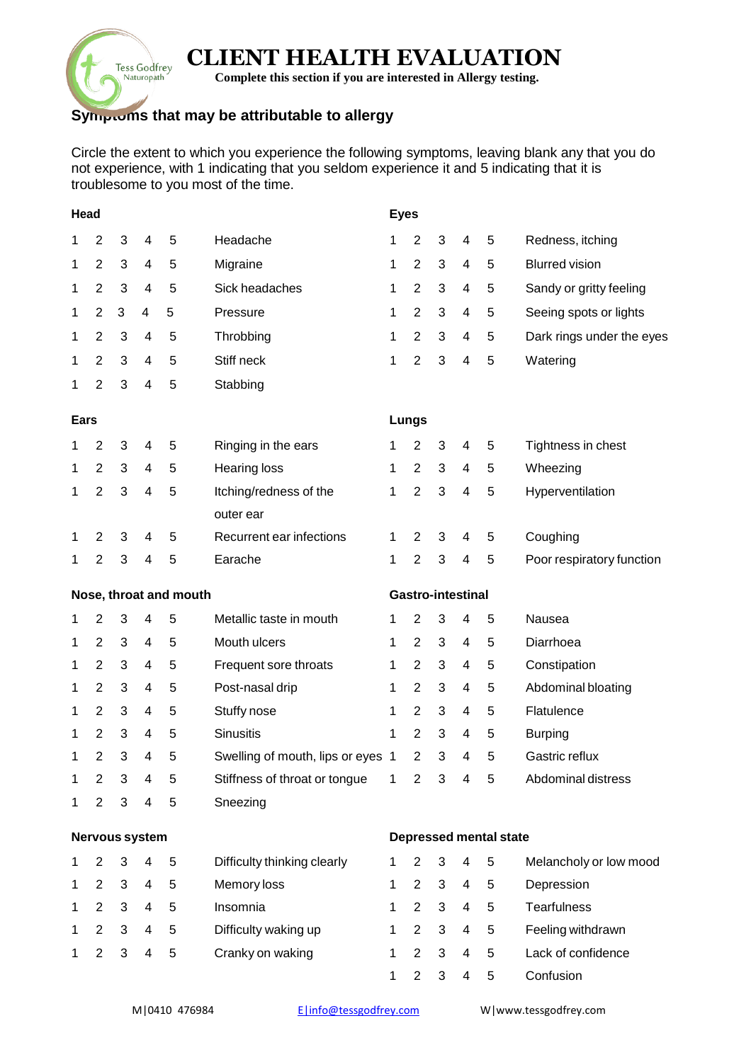# CLIENT HEALTH EVALUATION

**Complete this section if you are interested in Allergy testing.**

## Symptoms that may be attributable to allergy

Circle the extent to which you experience the following symptoms, leaving blank any that you do not experience, with 1 indicating that you seldom experience it and 5 indicating that it is troublesome to you most of the time.

### Head

| Rating | Symptom |
|---|---|
| 1 2 3 4 5 | Headache |
| 1 2 3 4 5 | Migraine |
| 1 2 3 4 5 | Sick headaches |
| 1 2 3 4 5 | Pressure |
| 1 2 3 4 5 | Throbbing |
| 1 2 3 4 5 | Stiff neck |
| 1 2 3 4 5 | Stabbing |

### Eyes

| Rating | Symptom |
|---|---|
| 1 2 3 4 5 | Redness, itching |
| 1 2 3 4 5 | Blurred vision |
| 1 2 3 4 5 | Sandy or gritty feeling |
| 1 2 3 4 5 | Seeing spots or lights |
| 1 2 3 4 5 | Dark rings under the eyes |
| 1 2 3 4 5 | Watering |

### Ears

| Rating | Symptom |
|---|---|
| 1 2 3 4 5 | Ringing in the ears |
| 1 2 3 4 5 | Hearing loss |
| 1 2 3 4 5 | Itching/redness of the outer ear |
| 1 2 3 4 5 | Recurrent ear infections |
| 1 2 3 4 5 | Earache |

### Lungs

| Rating | Symptom |
|---|---|
| 1 2 3 4 5 | Tightness in chest |
| 1 2 3 4 5 | Wheezing |
| 1 2 3 4 5 | Hyperventilation |
| 1 2 3 4 5 | Coughing |
| 1 2 3 4 5 | Poor respiratory function |

### Nose, throat and mouth

| Rating | Symptom |
|---|---|
| 1 2 3 4 5 | Metallic taste in mouth |
| 1 2 3 4 5 | Mouth ulcers |
| 1 2 3 4 5 | Frequent sore throats |
| 1 2 3 4 5 | Post-nasal drip |
| 1 2 3 4 5 | Stuffy nose |
| 1 2 3 4 5 | Sinusitis |
| 1 2 3 4 5 | Swelling of mouth, lips or eyes |
| 1 2 3 4 5 | Stiffness of throat or tongue |
| 1 2 3 4 5 | Sneezing |

### Gastro-intestinal

| Rating | Symptom |
|---|---|
| 1 2 3 4 5 | Nausea |
| 1 2 3 4 5 | Diarrhoea |
| 1 2 3 4 5 | Constipation |
| 1 2 3 4 5 | Abdominal bloating |
| 1 2 3 4 5 | Flatulence |
| 1 2 3 4 5 | Burping |
| 1 2 3 4 5 | Gastric reflux |
| 1 2 3 4 5 | Abdominal distress |

### Nervous system

| Rating | Symptom |
|---|---|
| 1 2 3 4 5 | Difficulty thinking clearly |
| 1 2 3 4 5 | Memory loss |
| 1 2 3 4 5 | Insomnia |
| 1 2 3 4 5 | Difficulty waking up |
| 1 2 3 4 5 | Cranky on waking |

### Depressed mental state

| Rating | Symptom |
|---|---|
| 1 2 3 4 5 | Melancholy or low mood |
| 1 2 3 4 5 | Depression |
| 1 2 3 4 5 | Tearfulness |
| 1 2 3 4 5 | Feeling withdrawn |
| 1 2 3 4 5 | Lack of confidence |
| 1 2 3 4 5 | Confusion |

M|0410 476984 E|info@tessgodfrey.com W|www.tessgodfrey.com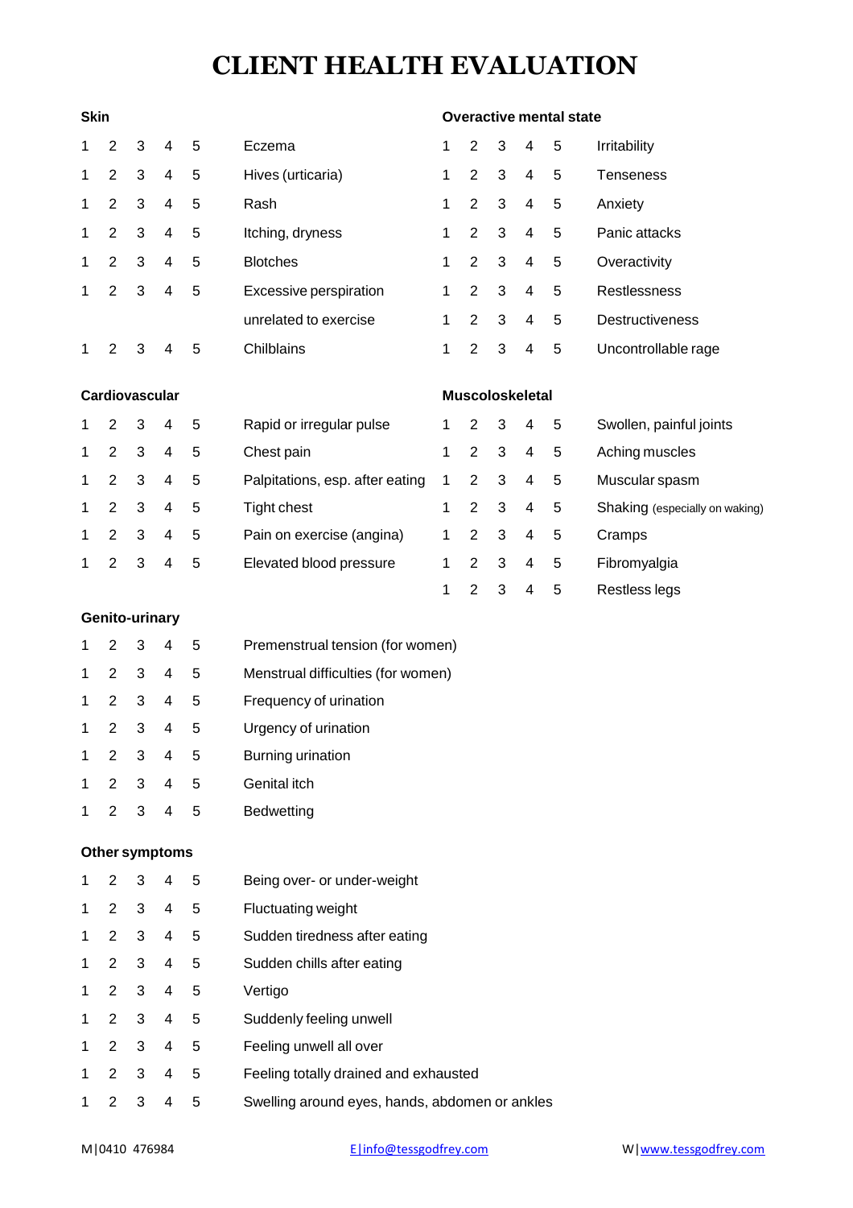# CLIENT HEALTH EVALUATION

**Skin**

| | | | | | |
|---|---|---|---|---|---|
| 1 | 2 | 3 | 4 | 5 | Eczema |
| 1 | 2 | 3 | 4 | 5 | Hives (urticaria) |
| 1 | 2 | 3 | 4 | 5 | Rash |
| 1 | 2 | 3 | 4 | 5 | Itching, dryness |
| 1 | 2 | 3 | 4 | 5 | Blotches |
| 1 | 2 | 3 | 4 | 5 | Excessive perspiration unrelated to exercise |
| 1 | 2 | 3 | 4 | 5 | Chilblains |

**Cardiovascular**

| | | | | | |
|---|---|---|---|---|---|
| 1 | 2 | 3 | 4 | 5 | Rapid or irregular pulse |
| 1 | 2 | 3 | 4 | 5 | Chest pain |
| 1 | 2 | 3 | 4 | 5 | Palpitations, esp. after eating |
| 1 | 2 | 3 | 4 | 5 | Tight chest |
| 1 | 2 | 3 | 4 | 5 | Pain on exercise (angina) |
| 1 | 2 | 3 | 4 | 5 | Elevated blood pressure |

**Overactive mental state**

| | | | | | |
|---|---|---|---|---|---|
| 1 | 2 | 3 | 4 | 5 | Irritability |
| 1 | 2 | 3 | 4 | 5 | Tenseness |
| 1 | 2 | 3 | 4 | 5 | Anxiety |
| 1 | 2 | 3 | 4 | 5 | Panic attacks |
| 1 | 2 | 3 | 4 | 5 | Overactivity |
| 1 | 2 | 3 | 4 | 5 | Restlessness |
| 1 | 2 | 3 | 4 | 5 | Destructiveness |
| 1 | 2 | 3 | 4 | 5 | Uncontrollable rage |

**Muscoloskeletal**

| | | | | | |
|---|---|---|---|---|---|
| 1 | 2 | 3 | 4 | 5 | Swollen, painful joints |
| 1 | 2 | 3 | 4 | 5 | Aching muscles |
| 1 | 2 | 3 | 4 | 5 | Muscular spasm |
| 1 | 2 | 3 | 4 | 5 | Shaking (especially on waking) |
| 1 | 2 | 3 | 4 | 5 | Cramps |
| 1 | 2 | 3 | 4 | 5 | Fibromyalgia |
| 1 | 2 | 3 | 4 | 5 | Restless legs |

**Genito-urinary**

| | | | | | |
|---|---|---|---|---|---|
| 1 | 2 | 3 | 4 | 5 | Premenstrual tension (for women) |
| 1 | 2 | 3 | 4 | 5 | Menstrual difficulties (for women) |
| 1 | 2 | 3 | 4 | 5 | Frequency of urination |
| 1 | 2 | 3 | 4 | 5 | Urgency of urination |
| 1 | 2 | 3 | 4 | 5 | Burning urination |
| 1 | 2 | 3 | 4 | 5 | Genital itch |
| 1 | 2 | 3 | 4 | 5 | Bedwetting |

**Other symptoms**

| | | | | | |
|---|---|---|---|---|---|
| 1 | 2 | 3 | 4 | 5 | Being over- or under-weight |
| 1 | 2 | 3 | 4 | 5 | Fluctuating weight |
| 1 | 2 | 3 | 4 | 5 | Sudden tiredness after eating |
| 1 | 2 | 3 | 4 | 5 | Sudden chills after eating |
| 1 | 2 | 3 | 4 | 5 | Vertigo |
| 1 | 2 | 3 | 4 | 5 | Suddenly feeling unwell |
| 1 | 2 | 3 | 4 | 5 | Feeling unwell all over |
| 1 | 2 | 3 | 4 | 5 | Feeling totally drained and exhausted |
| 1 | 2 | 3 | 4 | 5 | Swelling around eyes, hands, abdomen or ankles |

M|0410 476984 E|info@tessgodfrey.com W|www.tessgodfrey.com